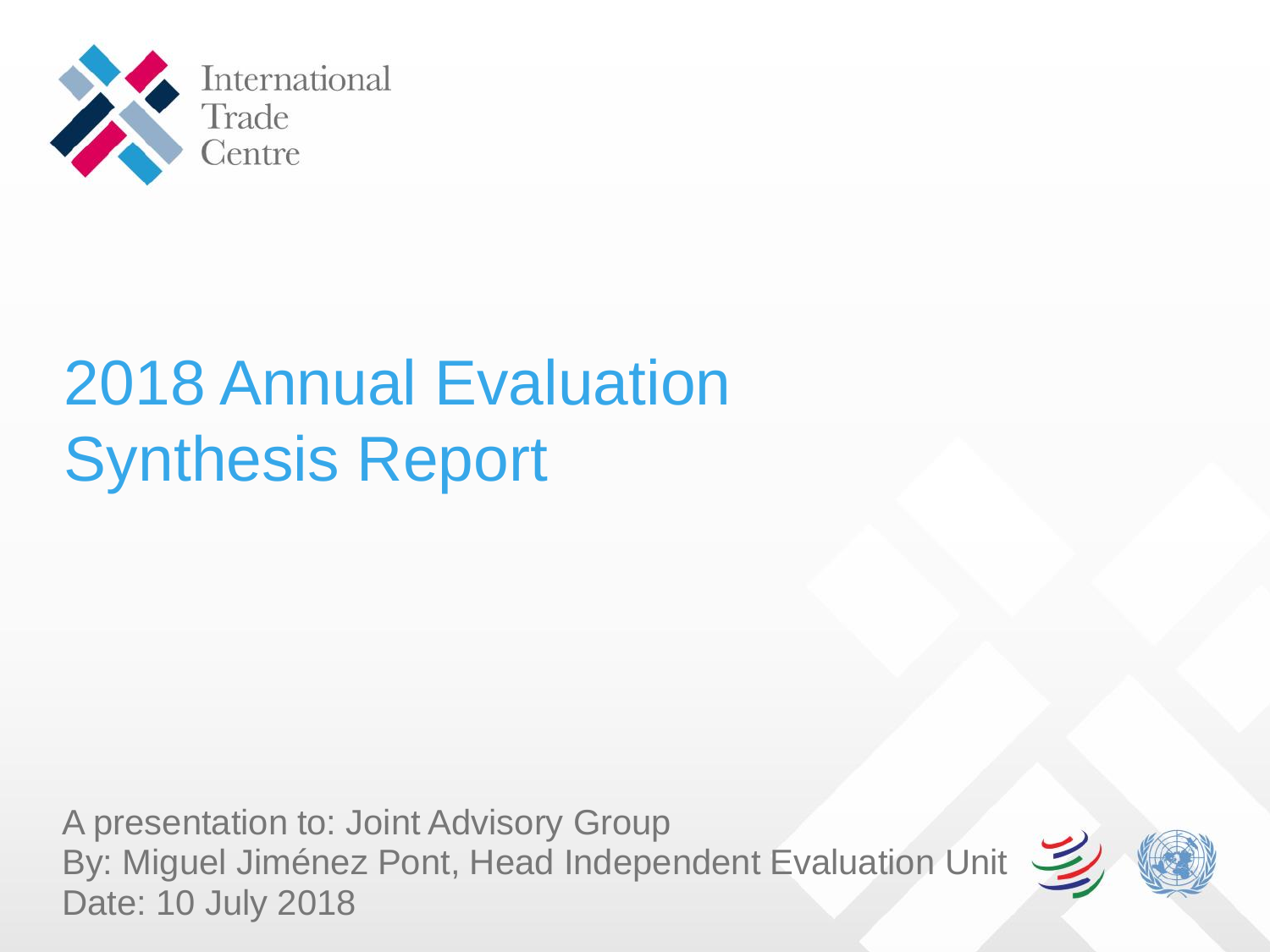International Trade Centre

# 2018 Annual Evaluation Synthesis Report

A presentation to: Joint Advisory Group
By: Miguel Jiménez Pont, Head Independent Evaluation Unit
Date: 10 July 2018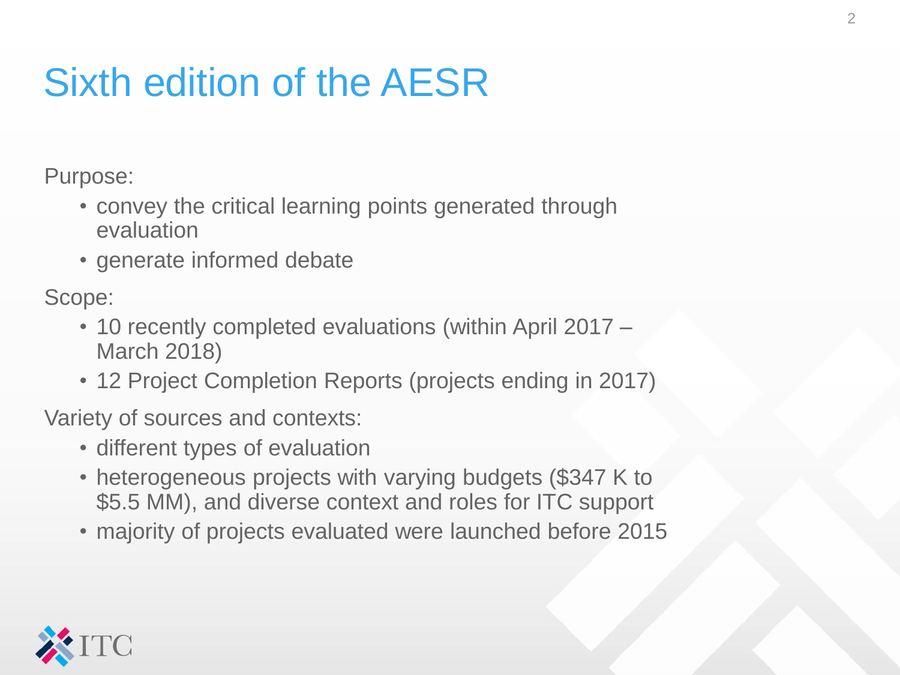# Sixth edition of the AESR

Purpose:

- convey the critical learning points generated through evaluation
- generate informed debate

Scope:

- 10 recently completed evaluations (within April 2017 – March 2018)
- 12 Project Completion Reports (projects ending in 2017)

Variety of sources and contexts:

- different types of evaluation
- heterogeneous projects with varying budgets ($347 K to $5.5 MM), and diverse context and roles for ITC support
- majority of projects evaluated were launched before 2015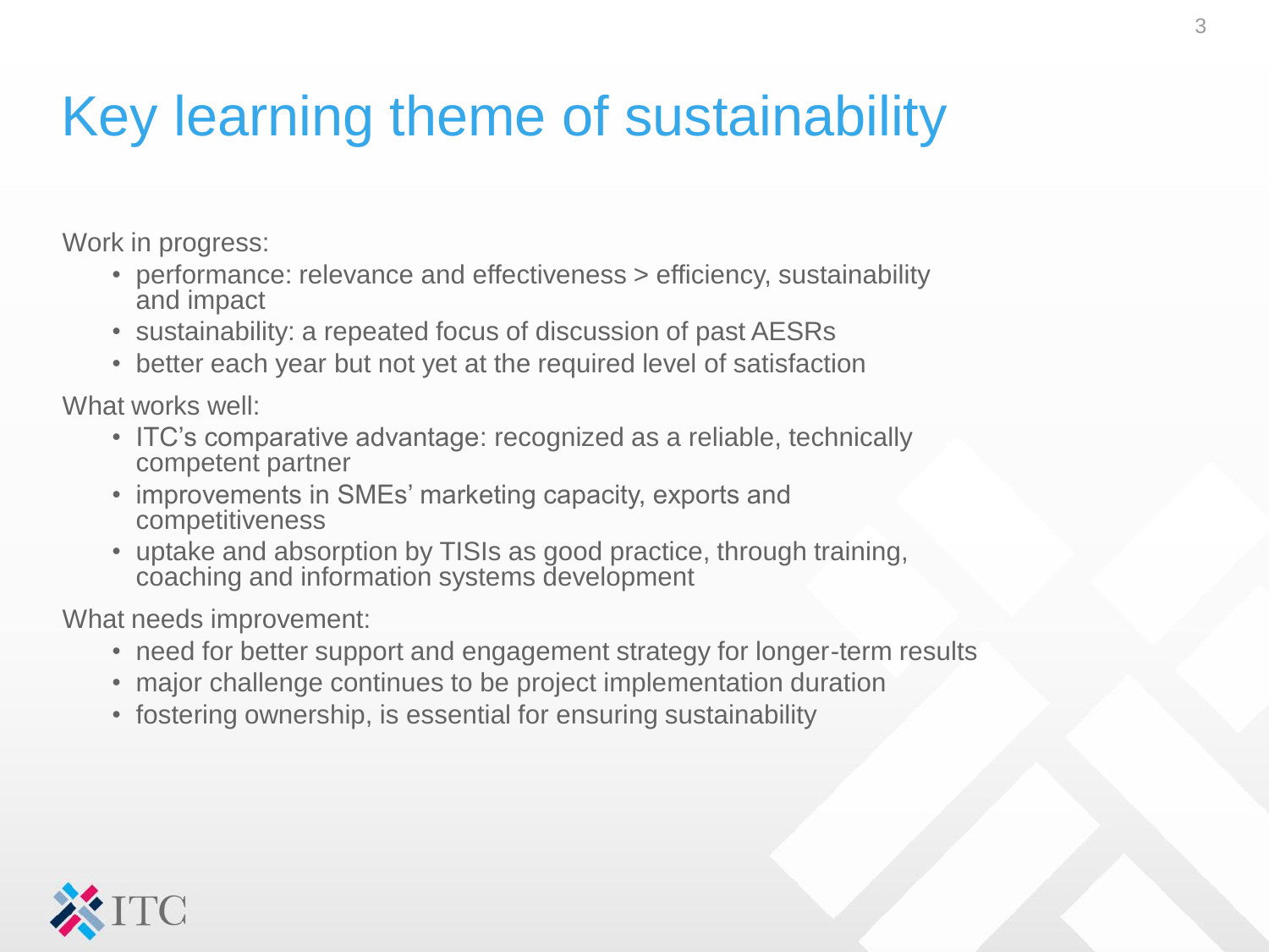# Key learning theme of sustainability

Work in progress:

- performance: relevance and effectiveness > efficiency, sustainability and impact
- sustainability: a repeated focus of discussion of past AESRs
- better each year but not yet at the required level of satisfaction

What works well:

- ITC's comparative advantage: recognized as a reliable, technically competent partner
- improvements in SMEs' marketing capacity, exports and competitiveness
- uptake and absorption by TISIs as good practice, through training, coaching and information systems development

What needs improvement:

- need for better support and engagement strategy for longer-term results
- major challenge continues to be project implementation duration
- fostering ownership, is essential for ensuring sustainability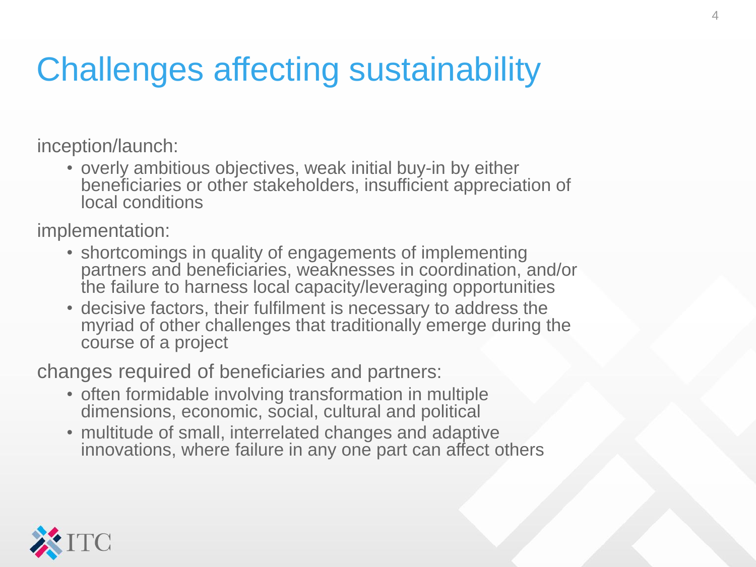# Challenges affecting sustainability

inception/launch:

- overly ambitious objectives, weak initial buy-in by either beneficiaries or other stakeholders, insufficient appreciation of local conditions

implementation:

- shortcomings in quality of engagements of implementing partners and beneficiaries, weaknesses in coordination, and/or the failure to harness local capacity/leveraging opportunities
- decisive factors, their fulfilment is necessary to address the myriad of other challenges that traditionally emerge during the course of a project

changes required of beneficiaries and partners:

- often formidable involving transformation in multiple dimensions, economic, social, cultural and political
- multitude of small, interrelated changes and adaptive innovations, where failure in any one part can affect others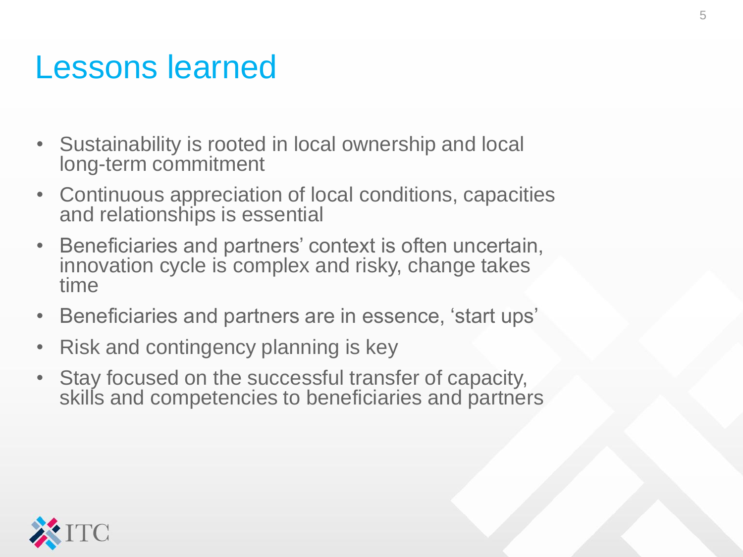# Lessons learned

- Sustainability is rooted in local ownership and local long-term commitment
- Continuous appreciation of local conditions, capacities and relationships is essential
- Beneficiaries and partners' context is often uncertain, innovation cycle is complex and risky, change takes time
- Beneficiaries and partners are in essence, 'start ups'
- Risk and contingency planning is key
- Stay focused on the successful transfer of capacity, skills and competencies to beneficiaries and partners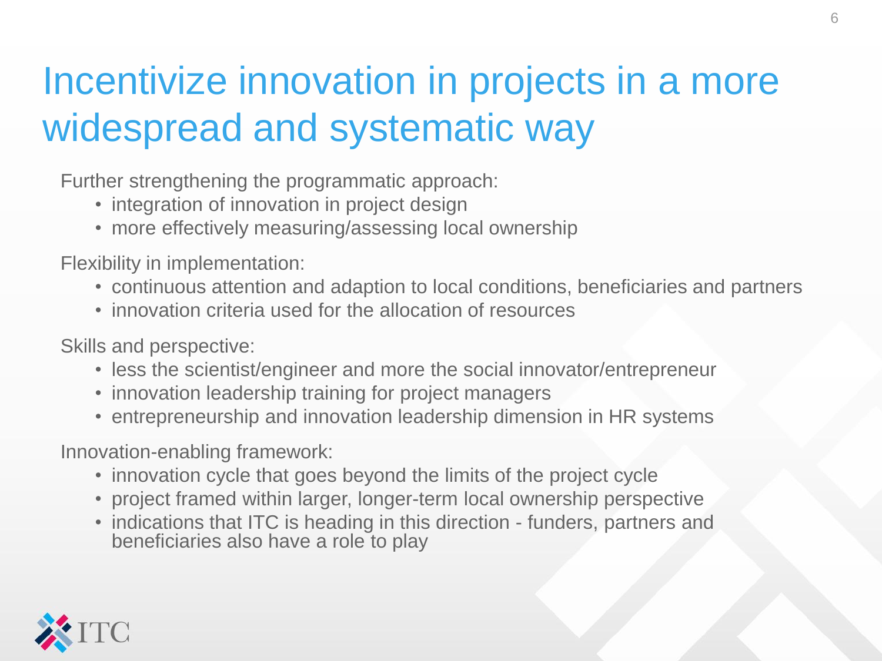# Incentivize innovation in projects in a more widespread and systematic way

Further strengthening the programmatic approach:

- integration of innovation in project design
- more effectively measuring/assessing local ownership

Flexibility in implementation:

- continuous attention and adaption to local conditions, beneficiaries and partners
- innovation criteria used for the allocation of resources

Skills and perspective:

- less the scientist/engineer and more the social innovator/entrepreneur
- innovation leadership training for project managers
- entrepreneurship and innovation leadership dimension in HR systems

Innovation-enabling framework:

- innovation cycle that goes beyond the limits of the project cycle
- project framed within larger, longer-term local ownership perspective
- indications that ITC is heading in this direction - funders, partners and beneficiaries also have a role to play